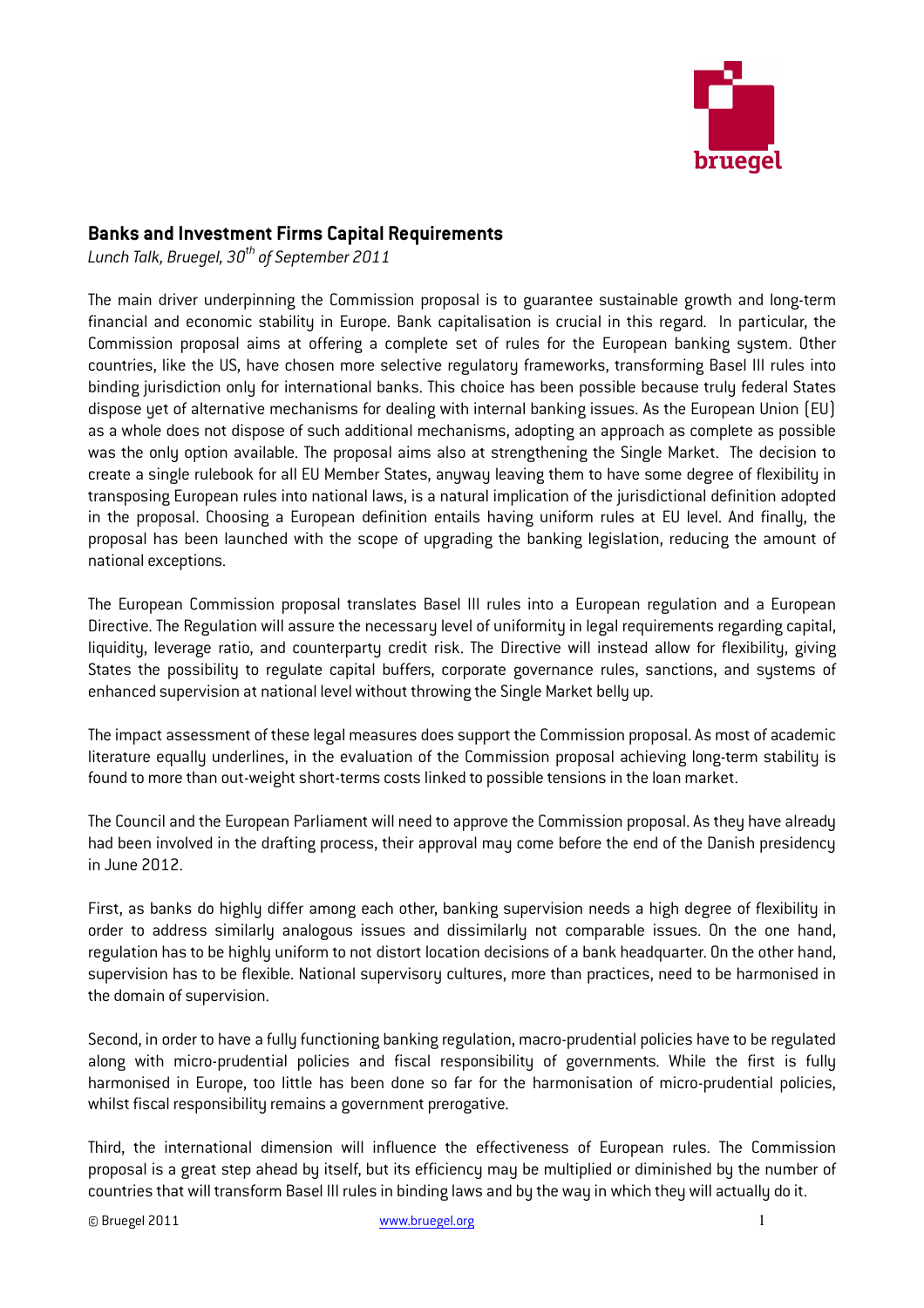## Banks and Investment Firms Capital Requirements

*Lunch Talk, Bruegel, 30th of September 2011*

The main driver underpinning the Commission proposal is to guarantee sustainable growth and long-term financial and economic stability in Europe. Bank capitalisation is crucial in this regard. In particular, the Commission proposal aims at offering a complete set of rules for the European banking system. Other countries, like the US, have chosen more selective regulatory frameworks, transforming Basel III rules into binding jurisdiction only for international banks. This choice has been possible because truly federal States dispose yet of alternative mechanisms for dealing with internal banking issues. As the European Union (EU) as a whole does not dispose of such additional mechanisms, adopting an approach as complete as possible was the only option available. The proposal aims also at strengthening the Single Market. The decision to create a single rulebook for all EU Member States, anyway leaving them to have some degree of flexibility in transposing European rules into national laws, is a natural implication of the jurisdictional definition adopted in the proposal. Choosing a European definition entails having uniform rules at EU level. And finally, the proposal has been launched with the scope of upgrading the banking legislation, reducing the amount of national exceptions.

The European Commission proposal translates Basel III rules into a European regulation and a European Directive. The Regulation will assure the necessary level of uniformity in legal requirements regarding capital, liquidity, leverage ratio, and counterparty credit risk. The Directive will instead allow for flexibility, giving States the possibility to regulate capital buffers, corporate governance rules, sanctions, and systems of enhanced supervision at national level without throwing the Single Market belly up.

The impact assessment of these legal measures does support the Commission proposal. As most of academic literature equally underlines, in the evaluation of the Commission proposal achieving long-term stability is found to more than out-weight short-terms costs linked to possible tensions in the loan market.

The Council and the European Parliament will need to approve the Commission proposal. As they have already had been involved in the drafting process, their approval may come before the end of the Danish presidency in June 2012.

First, as banks do highly differ among each other, banking supervision needs a high degree of flexibility in order to address similarly analogous issues and dissimilarly not comparable issues. On the one hand, regulation has to be highly uniform to not distort location decisions of a bank headquarter. On the other hand, supervision has to be flexible. National supervisory cultures, more than practices, need to be harmonised in the domain of supervision.

Second, in order to have a fully functioning banking regulation, macro-prudential policies have to be regulated along with micro-prudential policies and fiscal responsibility of governments. While the first is fully harmonised in Europe, too little has been done so far for the harmonisation of micro-prudential policies, whilst fiscal responsibility remains a government prerogative.

Third, the international dimension will influence the effectiveness of European rules. The Commission proposal is a great step ahead by itself, but its efficiency may be multiplied or diminished by the number of countries that will transform Basel III rules in binding laws and by the way in which they will actually do it.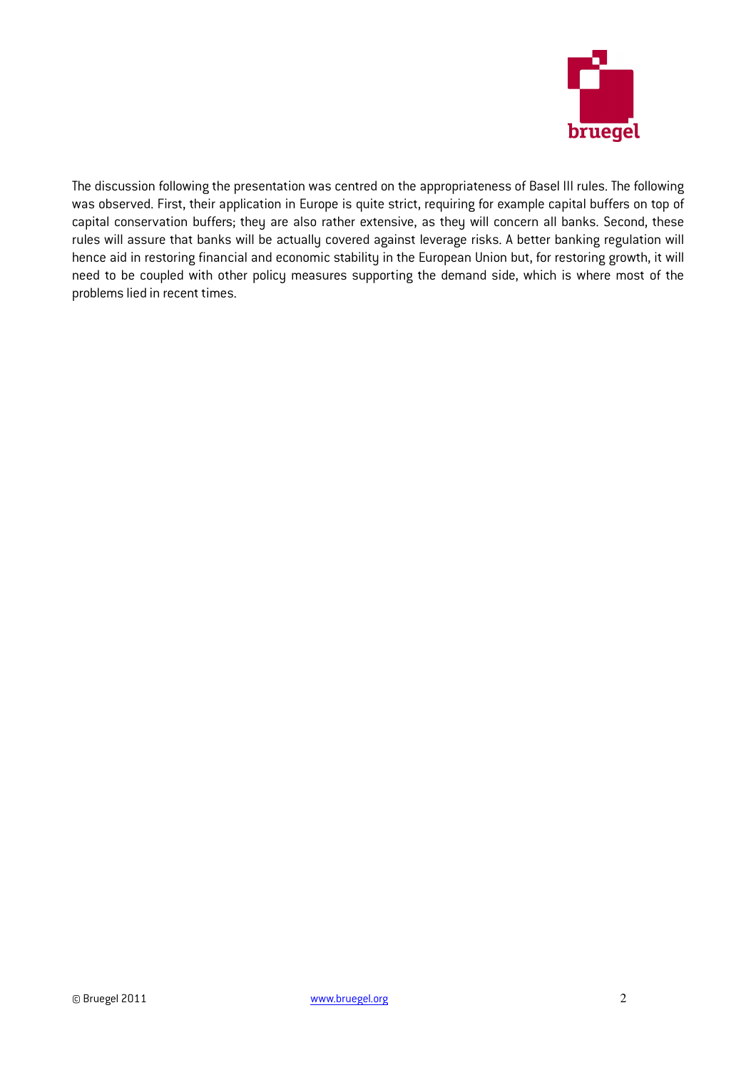The discussion following the presentation was centred on the appropriateness of Basel III rules. The following was observed. First, their application in Europe is quite strict, requiring for example capital buffers on top of capital conservation buffers; they are also rather extensive, as they will concern all banks. Second, these rules will assure that banks will be actually covered against leverage risks. A better banking regulation will hence aid in restoring financial and economic stability in the European Union but, for restoring growth, it will need to be coupled with other policy measures supporting the demand side, which is where most of the problems lied in recent times.